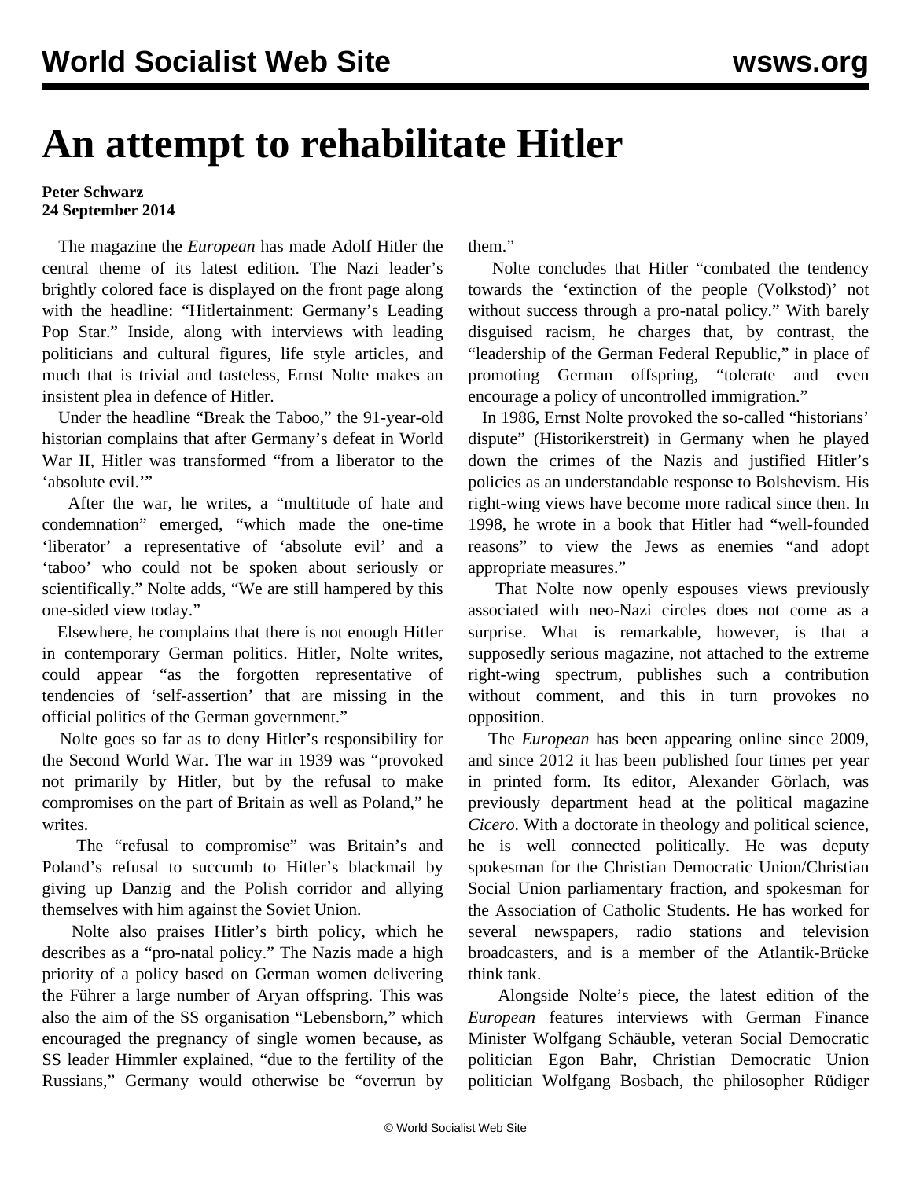# An attempt to rehabilitate Hitler

**Peter Schwarz**
**24 September 2014**

The magazine the *European* has made Adolf Hitler the central theme of its latest edition. The Nazi leader's brightly colored face is displayed on the front page along with the headline: "Hitlertainment: Germany's Leading Pop Star." Inside, along with interviews with leading politicians and cultural figures, life style articles, and much that is trivial and tasteless, Ernst Nolte makes an insistent plea in defence of Hitler.

Under the headline "Break the Taboo," the 91-year-old historian complains that after Germany's defeat in World War II, Hitler was transformed "from a liberator to the 'absolute evil.'"

After the war, he writes, a "multitude of hate and condemnation" emerged, "which made the one-time 'liberator' a representative of 'absolute evil' and a 'taboo' who could not be spoken about seriously or scientifically." Nolte adds, "We are still hampered by this one-sided view today."

Elsewhere, he complains that there is not enough Hitler in contemporary German politics. Hitler, Nolte writes, could appear "as the forgotten representative of tendencies of 'self-assertion' that are missing in the official politics of the German government."

Nolte goes so far as to deny Hitler's responsibility for the Second World War. The war in 1939 was "provoked not primarily by Hitler, but by the refusal to make compromises on the part of Britain as well as Poland," he writes.

The "refusal to compromise" was Britain's and Poland's refusal to succumb to Hitler's blackmail by giving up Danzig and the Polish corridor and allying themselves with him against the Soviet Union.

Nolte also praises Hitler's birth policy, which he describes as a "pro-natal policy." The Nazis made a high priority of a policy based on German women delivering the Führer a large number of Aryan offspring. This was also the aim of the SS organisation "Lebensborn," which encouraged the pregnancy of single women because, as SS leader Himmler explained, "due to the fertility of the Russians," Germany would otherwise be "overrun by them."

Nolte concludes that Hitler "combated the tendency towards the 'extinction of the people (Volkstod)' not without success through a pro-natal policy." With barely disguised racism, he charges that, by contrast, the "leadership of the German Federal Republic," in place of promoting German offspring, "tolerate and even encourage a policy of uncontrolled immigration."

In 1986, Ernst Nolte provoked the so-called "historians' dispute" (Historikerstreit) in Germany when he played down the crimes of the Nazis and justified Hitler's policies as an understandable response to Bolshevism. His right-wing views have become more radical since then. In 1998, he wrote in a book that Hitler had "well-founded reasons" to view the Jews as enemies "and adopt appropriate measures."

That Nolte now openly espouses views previously associated with neo-Nazi circles does not come as a surprise. What is remarkable, however, is that a supposedly serious magazine, not attached to the extreme right-wing spectrum, publishes such a contribution without comment, and this in turn provokes no opposition.

The *European* has been appearing online since 2009, and since 2012 it has been published four times per year in printed form. Its editor, Alexander Görlach, was previously department head at the political magazine *Cicero*. With a doctorate in theology and political science, he is well connected politically. He was deputy spokesman for the Christian Democratic Union/Christian Social Union parliamentary fraction, and spokesman for the Association of Catholic Students. He has worked for several newspapers, radio stations and television broadcasters, and is a member of the Atlantik-Brücke think tank.

Alongside Nolte's piece, the latest edition of the *European* features interviews with German Finance Minister Wolfgang Schäuble, veteran Social Democratic politician Egon Bahr, Christian Democratic Union politician Wolfgang Bosbach, the philosopher Rüdiger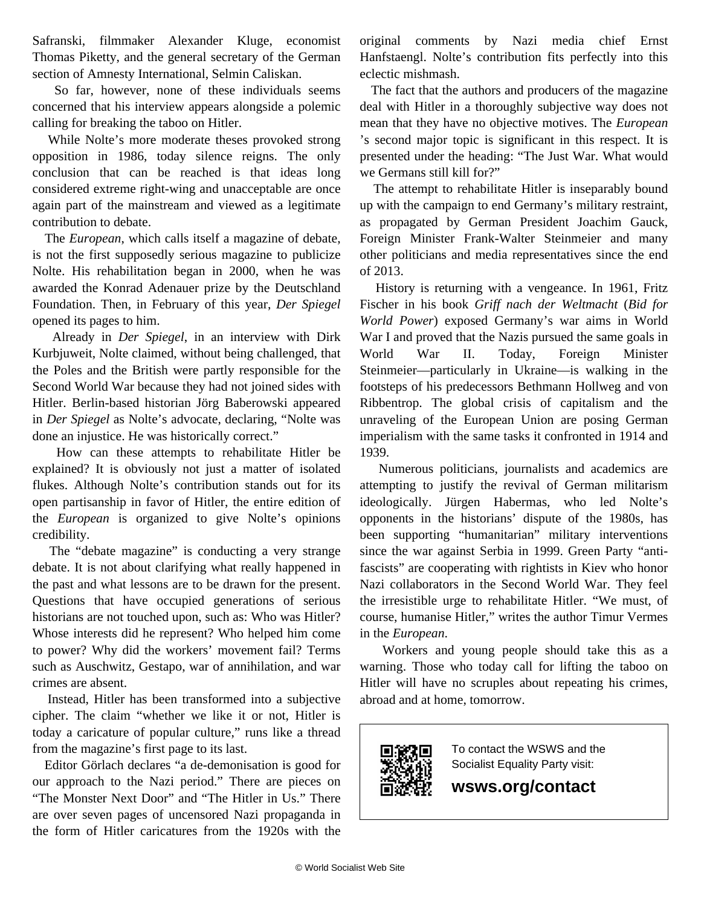Safranski, filmmaker Alexander Kluge, economist Thomas Piketty, and the general secretary of the German section of Amnesty International, Selmin Caliskan.

So far, however, none of these individuals seems concerned that his interview appears alongside a polemic calling for breaking the taboo on Hitler.

While Nolte's more moderate theses provoked strong opposition in 1986, today silence reigns. The only conclusion that can be reached is that ideas long considered extreme right-wing and unacceptable are once again part of the mainstream and viewed as a legitimate contribution to debate.

The *European*, which calls itself a magazine of debate, is not the first supposedly serious magazine to publicize Nolte. His rehabilitation began in 2000, when he was awarded the Konrad Adenauer prize by the Deutschland Foundation. Then, in February of this year, *Der Spiegel* opened its pages to him.

Already in *Der Spiegel*, in an interview with Dirk Kurbjuweit, Nolte claimed, without being challenged, that the Poles and the British were partly responsible for the Second World War because they had not joined sides with Hitler. Berlin-based historian Jörg Baberowski appeared in *Der Spiegel* as Nolte's advocate, declaring, "Nolte was done an injustice. He was historically correct."

How can these attempts to rehabilitate Hitler be explained? It is obviously not just a matter of isolated flukes. Although Nolte's contribution stands out for its open partisanship in favor of Hitler, the entire edition of the *European* is organized to give Nolte's opinions credibility.

The "debate magazine" is conducting a very strange debate. It is not about clarifying what really happened in the past and what lessons are to be drawn for the present. Questions that have occupied generations of serious historians are not touched upon, such as: Who was Hitler? Whose interests did he represent? Who helped him come to power? Why did the workers' movement fail? Terms such as Auschwitz, Gestapo, war of annihilation, and war crimes are absent.

Instead, Hitler has been transformed into a subjective cipher. The claim "whether we like it or not, Hitler is today a caricature of popular culture," runs like a thread from the magazine's first page to its last.

Editor Görlach declares "a de-demonisation is good for our approach to the Nazi period." There are pieces on "The Monster Next Door" and "The Hitler in Us." There are over seven pages of uncensored Nazi propaganda in the form of Hitler caricatures from the 1920s with the original comments by Nazi media chief Ernst Hanfstaengl. Nolte's contribution fits perfectly into this eclectic mishmash.

The fact that the authors and producers of the magazine deal with Hitler in a thoroughly subjective way does not mean that they have no objective motives. The *European*'s second major topic is significant in this respect. It is presented under the heading: "The Just War. What would we Germans still kill for?"

The attempt to rehabilitate Hitler is inseparably bound up with the campaign to end Germany's military restraint, as propagated by German President Joachim Gauck, Foreign Minister Frank-Walter Steinmeier and many other politicians and media representatives since the end of 2013.

History is returning with a vengeance. In 1961, Fritz Fischer in his book *Griff nach der Weltmacht* (*Bid for World Power*) exposed Germany's war aims in World War I and proved that the Nazis pursued the same goals in World War II. Today, Foreign Minister Steinmeier—particularly in Ukraine—is walking in the footsteps of his predecessors Bethmann Hollweg and von Ribbentrop. The global crisis of capitalism and the unraveling of the European Union are posing German imperialism with the same tasks it confronted in 1914 and 1939.

Numerous politicians, journalists and academics are attempting to justify the revival of German militarism ideologically. Jürgen Habermas, who led Nolte's opponents in the historians' dispute of the 1980s, has been supporting "humanitarian" military interventions since the war against Serbia in 1999. Green Party "anti-fascists" are cooperating with rightists in Kiev who honor Nazi collaborators in the Second World War. They feel the irresistible urge to rehabilitate Hitler. "We must, of course, humanise Hitler," writes the author Timur Vermes in the *European*.

Workers and young people should take this as a warning. Those who today call for lifting the taboo on Hitler will have no scruples about repeating his crimes, abroad and at home, tomorrow.

To contact the WSWS and the Socialist Equality Party visit:

**wsws.org/contact**